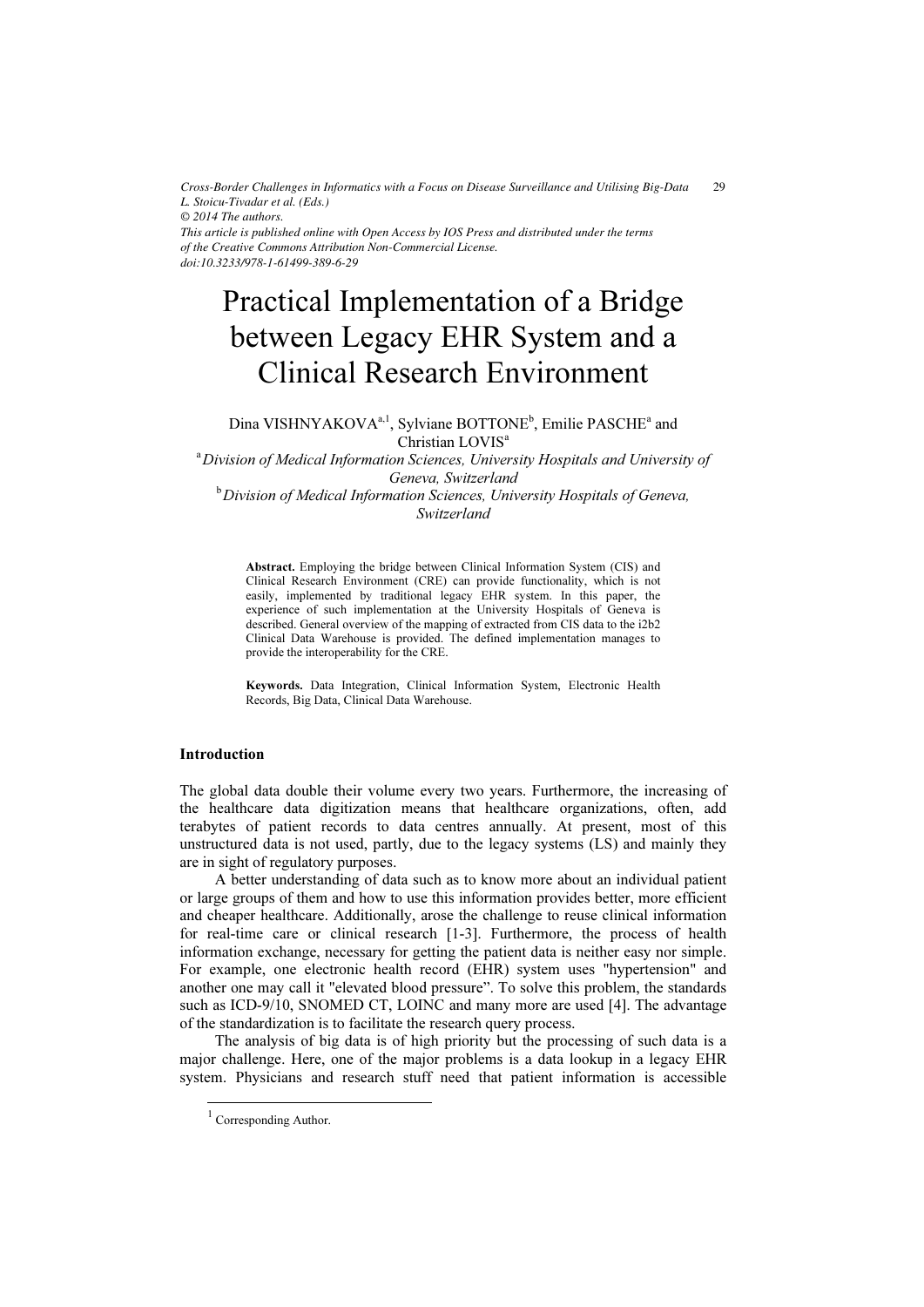# Practical Implementation of a Bridge between Legacy EHR System and a Clinical Research Environment

Dina VISHNYAKOVA[a,1], Sylviane BOTTONE[b], Emilie PASCHE[a] and Christian LOVIS[a]

[a] *Division of Medical Information Sciences, University Hospitals and University of Geneva, Switzerland*

[b] *Division of Medical Information Sciences, University Hospitals of Geneva, Switzerland*

> **Abstract.** Employing the bridge between Clinical Information System (CIS) and Clinical Research Environment (CRE) can provide functionality, which is not easily, implemented by traditional legacy EHR system. In this paper, the experience of such implementation at the University Hospitals of Geneva is described. General overview of the mapping of extracted from CIS data to the i2b2 Clinical Data Warehouse is provided. The defined implementation manages to provide the interoperability for the CRE.
>
> **Keywords.** Data Integration, Clinical Information System, Electronic Health Records, Big Data, Clinical Data Warehouse.

## Introduction

The global data double their volume every two years. Furthermore, the increasing of the healthcare data digitization means that healthcare organizations, often, add terabytes of patient records to data centres annually. At present, most of this unstructured data is not used, partly, due to the legacy systems (LS) and mainly they are in sight of regulatory purposes.

A better understanding of data such as to know more about an individual patient or large groups of them and how to use this information provides better, more efficient and cheaper healthcare. Additionally, arose the challenge to reuse clinical information for real-time care or clinical research [1-3]. Furthermore, the process of health information exchange, necessary for getting the patient data is neither easy nor simple. For example, one electronic health record (EHR) system uses "hypertension" and another one may call it "elevated blood pressure". To solve this problem, the standards such as ICD-9/10, SNOMED CT, LOINC and many more are used [4]. The advantage of the standardization is to facilitate the research query process.

The analysis of big data is of high priority but the processing of such data is a major challenge. Here, one of the major problems is a data lookup in a legacy EHR system. Physicians and research stuff need that patient information is accessible

[1] Corresponding Author.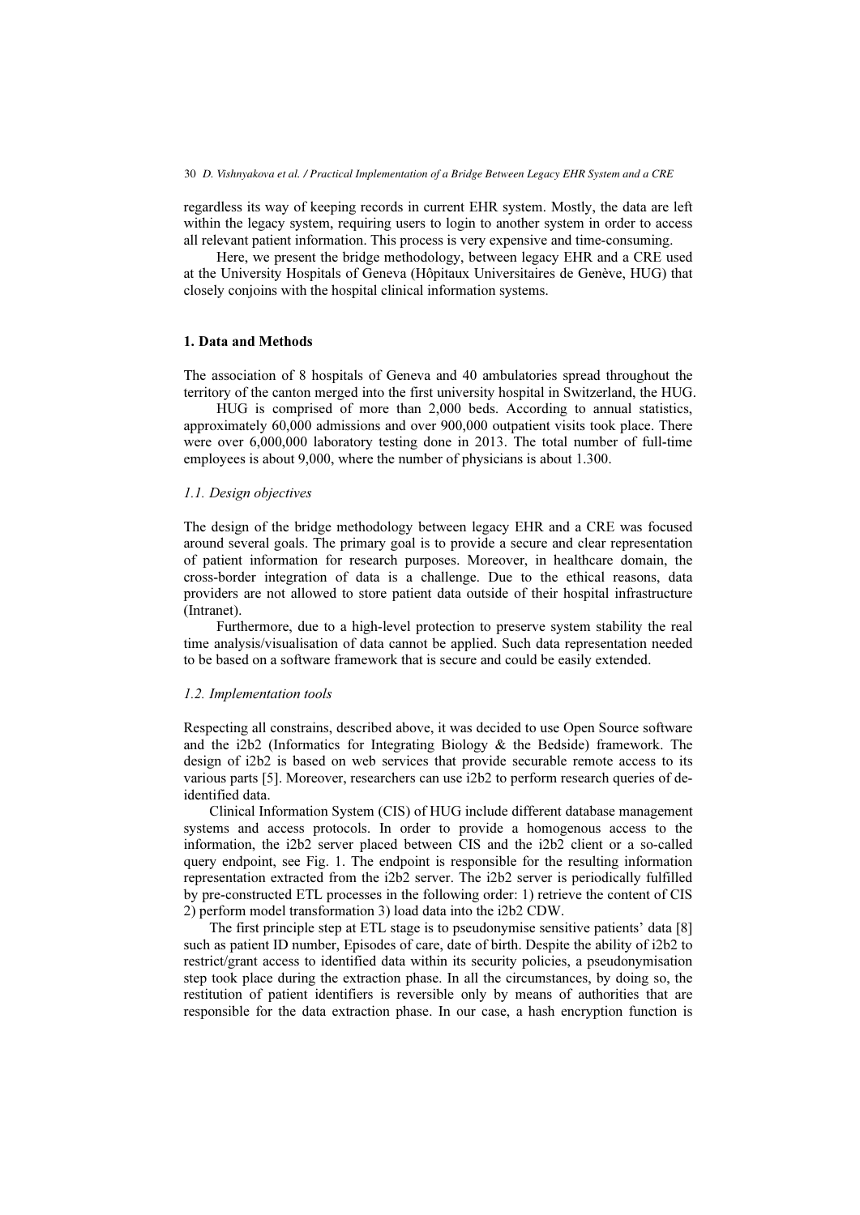regardless its way of keeping records in current EHR system. Mostly, the data are left within the legacy system, requiring users to login to another system in order to access all relevant patient information. This process is very expensive and time-consuming.

Here, we present the bridge methodology, between legacy EHR and a CRE used at the University Hospitals of Geneva (Hôpitaux Universitaires de Genève, HUG) that closely conjoins with the hospital clinical information systems.

## 1. Data and Methods

The association of 8 hospitals of Geneva and 40 ambulatories spread throughout the territory of the canton merged into the first university hospital in Switzerland, the HUG.

HUG is comprised of more than 2,000 beds. According to annual statistics, approximately 60,000 admissions and over 900,000 outpatient visits took place. There were over 6,000,000 laboratory testing done in 2013. The total number of full-time employees is about 9,000, where the number of physicians is about 1.300.

### *1.1. Design objectives*

The design of the bridge methodology between legacy EHR and a CRE was focused around several goals. The primary goal is to provide a secure and clear representation of patient information for research purposes. Moreover, in healthcare domain, the cross-border integration of data is a challenge. Due to the ethical reasons, data providers are not allowed to store patient data outside of their hospital infrastructure (Intranet).

Furthermore, due to a high-level protection to preserve system stability the real time analysis/visualisation of data cannot be applied. Such data representation needed to be based on a software framework that is secure and could be easily extended.

### *1.2. Implementation tools*

Respecting all constrains, described above, it was decided to use Open Source software and the i2b2 (Informatics for Integrating Biology & the Bedside) framework. The design of i2b2 is based on web services that provide securable remote access to its various parts [5]. Moreover, researchers can use i2b2 to perform research queries of de-identified data.

Clinical Information System (CIS) of HUG include different database management systems and access protocols. In order to provide a homogenous access to the information, the i2b2 server placed between CIS and the i2b2 client or a so-called query endpoint, see Fig. 1. The endpoint is responsible for the resulting information representation extracted from the i2b2 server. The i2b2 server is periodically fulfilled by pre-constructed ETL processes in the following order: 1) retrieve the content of CIS 2) perform model transformation 3) load data into the i2b2 CDW.

The first principle step at ETL stage is to pseudonymise sensitive patients' data [8] such as patient ID number, Episodes of care, date of birth. Despite the ability of i2b2 to restrict/grant access to identified data within its security policies, a pseudonymisation step took place during the extraction phase. In all the circumstances, by doing so, the restitution of patient identifiers is reversible only by means of authorities that are responsible for the data extraction phase. In our case, a hash encryption function is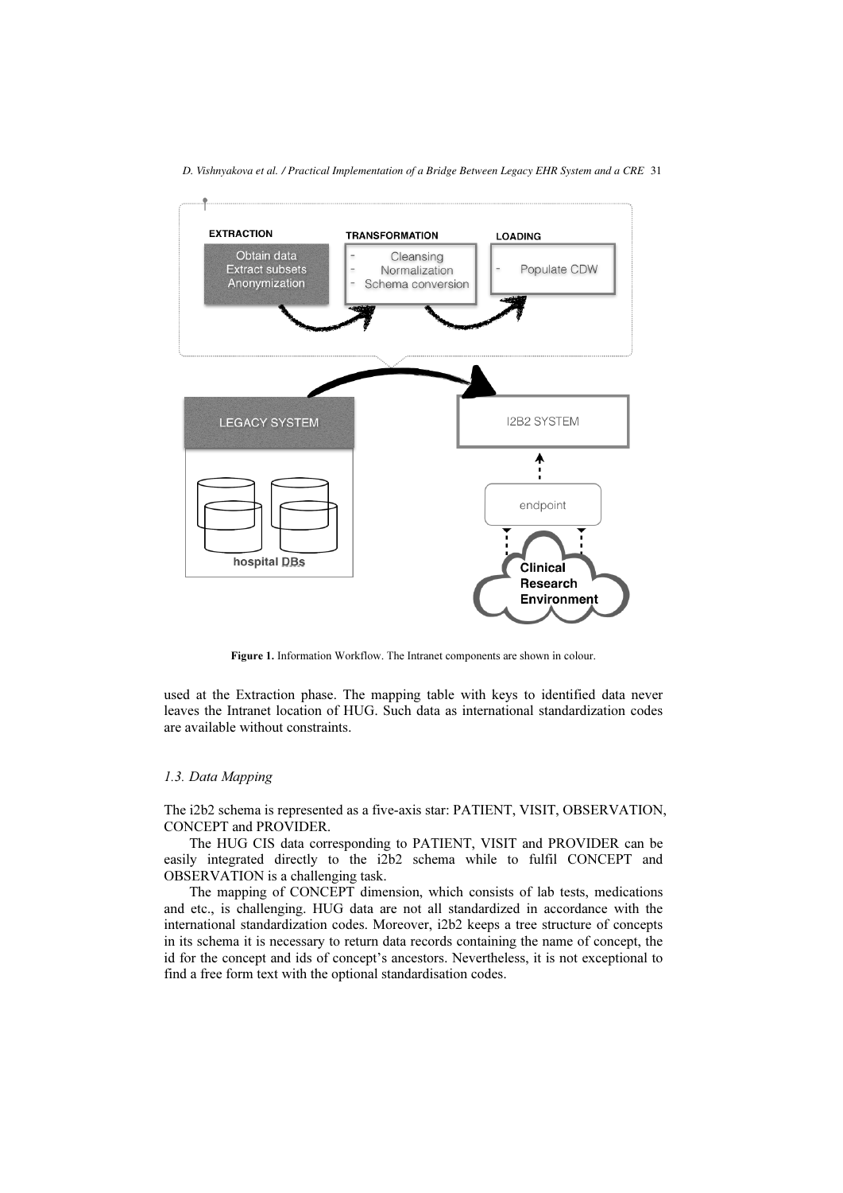Figure 1. Information Workflow. The Intranet components are shown in colour.

used at the Extraction phase. The mapping table with keys to identified data never leaves the Intranet location of HUG. Such data as international standardization codes are available without constraints.

### *1.3. Data Mapping*

The i2b2 schema is represented as a five-axis star: PATIENT, VISIT, OBSERVATION, CONCEPT and PROVIDER.

The HUG CIS data corresponding to PATIENT, VISIT and PROVIDER can be easily integrated directly to the i2b2 schema while to fulfil CONCEPT and OBSERVATION is a challenging task.

The mapping of CONCEPT dimension, which consists of lab tests, medications and etc., is challenging. HUG data are not all standardized in accordance with the international standardization codes. Moreover, i2b2 keeps a tree structure of concepts in its schema it is necessary to return data records containing the name of concept, the id for the concept and ids of concept's ancestors. Nevertheless, it is not exceptional to find a free form text with the optional standardisation codes.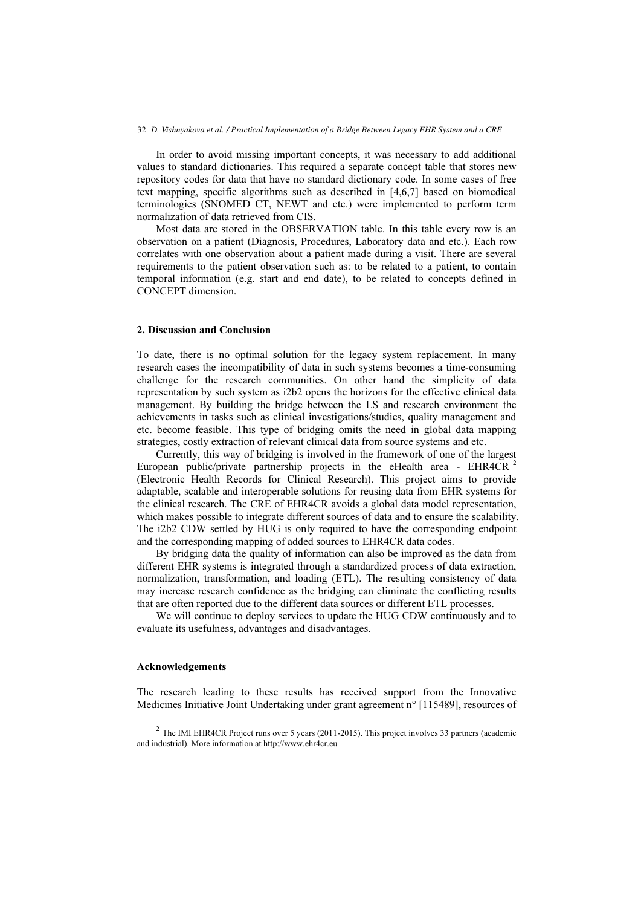In order to avoid missing important concepts, it was necessary to add additional values to standard dictionaries. This required a separate concept table that stores new repository codes for data that have no standard dictionary code. In some cases of free text mapping, specific algorithms such as described in [4,6,7] based on biomedical terminologies (SNOMED CT, NEWT and etc.) were implemented to perform term normalization of data retrieved from CIS.

Most data are stored in the OBSERVATION table. In this table every row is an observation on a patient (Diagnosis, Procedures, Laboratory data and etc.). Each row correlates with one observation about a patient made during a visit. There are several requirements to the patient observation such as: to be related to a patient, to contain temporal information (e.g. start and end date), to be related to concepts defined in CONCEPT dimension.

## 2. Discussion and Conclusion

To date, there is no optimal solution for the legacy system replacement. In many research cases the incompatibility of data in such systems becomes a time-consuming challenge for the research communities. On other hand the simplicity of data representation by such system as i2b2 opens the horizons for the effective clinical data management. By building the bridge between the LS and research environment the achievements in tasks such as clinical investigations/studies, quality management and etc. become feasible. This type of bridging omits the need in global data mapping strategies, costly extraction of relevant clinical data from source systems and etc.

Currently, this way of bridging is involved in the framework of one of the largest European public/private partnership projects in the eHealth area - EHR4CR [2] (Electronic Health Records for Clinical Research). This project aims to provide adaptable, scalable and interoperable solutions for reusing data from EHR systems for the clinical research. The CRE of EHR4CR avoids a global data model representation, which makes possible to integrate different sources of data and to ensure the scalability. The i2b2 CDW settled by HUG is only required to have the corresponding endpoint and the corresponding mapping of added sources to EHR4CR data codes.

By bridging data the quality of information can also be improved as the data from different EHR systems is integrated through a standardized process of data extraction, normalization, transformation, and loading (ETL). The resulting consistency of data may increase research confidence as the bridging can eliminate the conflicting results that are often reported due to the different data sources or different ETL processes.

We will continue to deploy services to update the HUG CDW continuously and to evaluate its usefulness, advantages and disadvantages.

### Acknowledgements

The research leading to these results has received support from the Innovative Medicines Initiative Joint Undertaking under grant agreement n° [115489], resources of

[2] The IMI EHR4CR Project runs over 5 years (2011-2015). This project involves 33 partners (academic and industrial). More information at http://www.ehr4cr.eu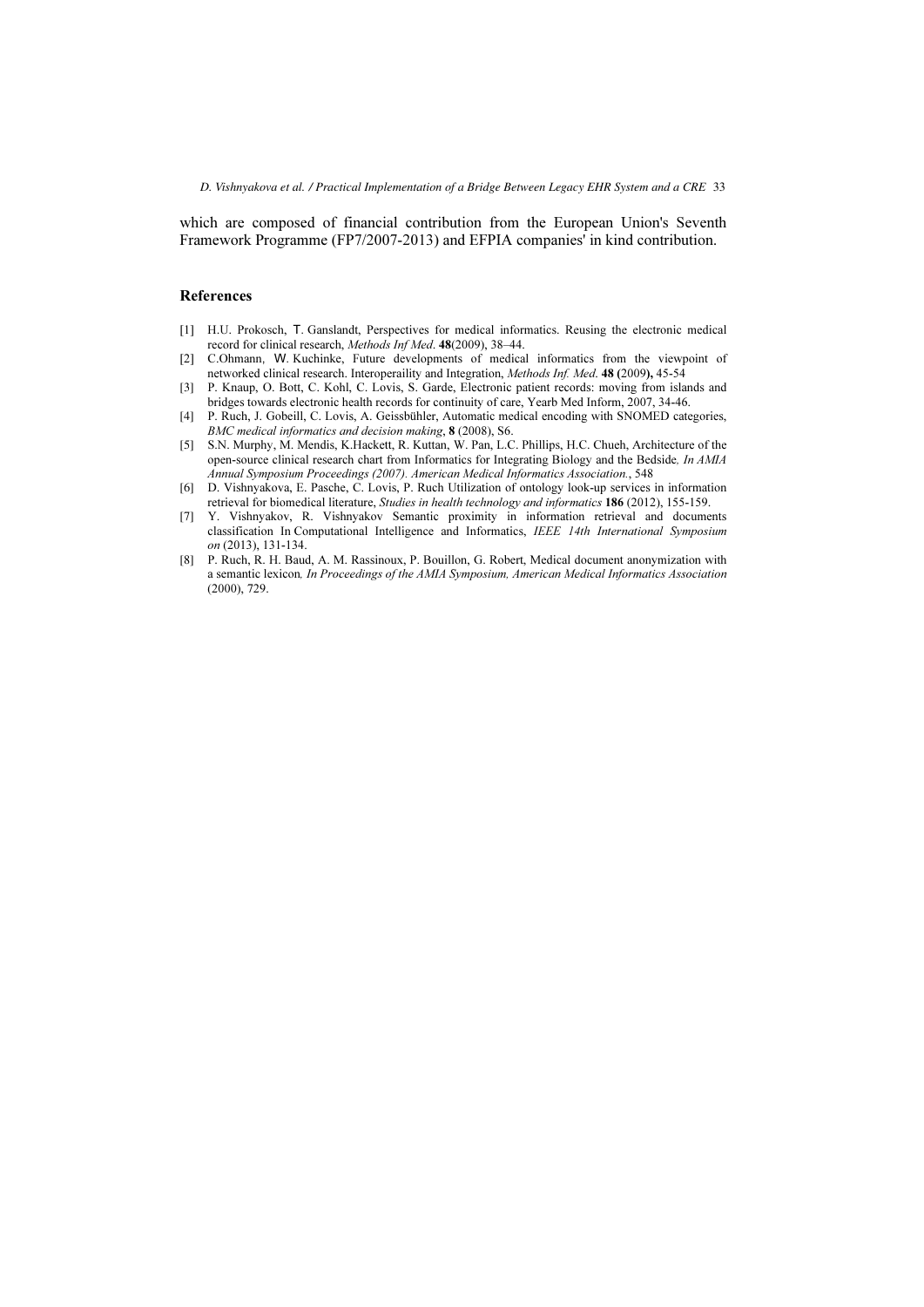which are composed of financial contribution from the European Union's Seventh Framework Programme (FP7/2007-2013) and EFPIA companies' in kind contribution.

## References

[1] H.U. Prokosch, T. Ganslandt, Perspectives for medical informatics. Reusing the electronic medical record for clinical research, *Methods Inf Med*. **48**(2009), 38–44.

[2] C.Ohmann, W. Kuchinke, Future developments of medical informatics from the viewpoint of networked clinical research. Interoperaility and Integration, *Methods Inf. Med*. **48 (**2009**),** 45-54

[3] P. Knaup, O. Bott, C. Kohl, C. Lovis, S. Garde, Electronic patient records: moving from islands and bridges towards electronic health records for continuity of care, Yearb Med Inform, 2007, 34-46.

[4] P. Ruch, J. Gobeill, C. Lovis, A. Geissbühler, Automatic medical encoding with SNOMED categories, *BMC medical informatics and decision making*, **8** (2008), S6.

[5] S.N. Murphy, M. Mendis, K.Hackett, R. Kuttan, W. Pan, L.C. Phillips, H.C. Chueh, Architecture of the open-source clinical research chart from Informatics for Integrating Biology and the Bedside*, In AMIA Annual Symposium Proceedings (2007). American Medical Informatics Association.*, 548

[6] D. Vishnyakova, E. Pasche, C. Lovis, P. Ruch Utilization of ontology look-up services in information retrieval for biomedical literature, *Studies in health technology and informatics* **186** (2012), 155-159.

[7] Y. Vishnyakov, R. Vishnyakov Semantic proximity in information retrieval and documents classification In Computational Intelligence and Informatics, *IEEE 14th International Symposium on* (2013), 131-134.

[8] P. Ruch, R. H. Baud, A. M. Rassinoux, P. Bouillon, G. Robert, Medical document anonymization with a semantic lexicon*, In Proceedings of the AMIA Symposium, American Medical Informatics Association* (2000), 729.